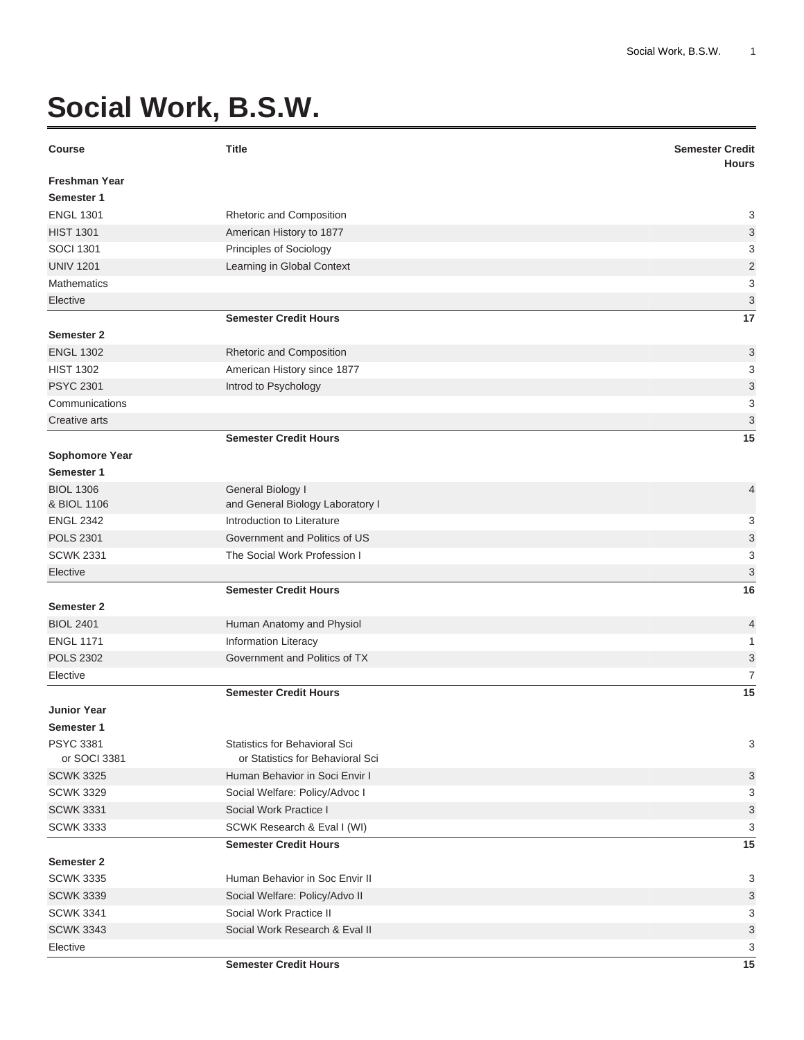# Social Work, B.S.W.

| Course | Title | Semester Credit Hours |
|---|---|---|
| **Freshman Year** | | |
| **Semester 1** | | |
| ENGL 1301 | Rhetoric and Composition | 3 |
| HIST 1301 | American History to 1877 | 3 |
| SOCI 1301 | Principles of Sociology | 3 |
| UNIV 1201 | Learning in Global Context | 2 |
| Mathematics | | 3 |
| Elective | | 3 |
| | **Semester Credit Hours** | **17** |
| **Semester 2** | | |
| ENGL 1302 | Rhetoric and Composition | 3 |
| HIST 1302 | American History since 1877 | 3 |
| PSYC 2301 | Introd to Psychology | 3 |
| Communications | | 3 |
| Creative arts | | 3 |
| | **Semester Credit Hours** | **15** |
| **Sophomore Year** | | |
| **Semester 1** | | |
| BIOL 1306<br>& BIOL 1106 | General Biology I<br>and General Biology Laboratory I | 4 |
| ENGL 2342 | Introduction to Literature | 3 |
| POLS 2301 | Government and Politics of US | 3 |
| SCWK 2331 | The Social Work Profession I | 3 |
| Elective | | 3 |
| | **Semester Credit Hours** | **16** |
| **Semester 2** | | |
| BIOL 2401 | Human Anatomy and Physiol | 4 |
| ENGL 1171 | Information Literacy | 1 |
| POLS 2302 | Government and Politics of TX | 3 |
| Elective | | 7 |
| | **Semester Credit Hours** | **15** |
| **Junior Year** | | |
| **Semester 1** | | |
| PSYC 3381<br>or SOCI 3381 | Statistics for Behavioral Sci<br>or Statistics for Behavioral Sci | 3 |
| SCWK 3325 | Human Behavior in Soci Envir I | 3 |
| SCWK 3329 | Social Welfare: Policy/Advoc I | 3 |
| SCWK 3331 | Social Work Practice I | 3 |
| SCWK 3333 | SCWK Research & Eval I (WI) | 3 |
| | **Semester Credit Hours** | **15** |
| **Semester 2** | | |
| SCWK 3335 | Human Behavior in Soc Envir II | 3 |
| SCWK 3339 | Social Welfare: Policy/Advo II | 3 |
| SCWK 3341 | Social Work Practice II | 3 |
| SCWK 3343 | Social Work Research & Eval II | 3 |
| Elective | | 3 |
| | **Semester Credit Hours** | **15** |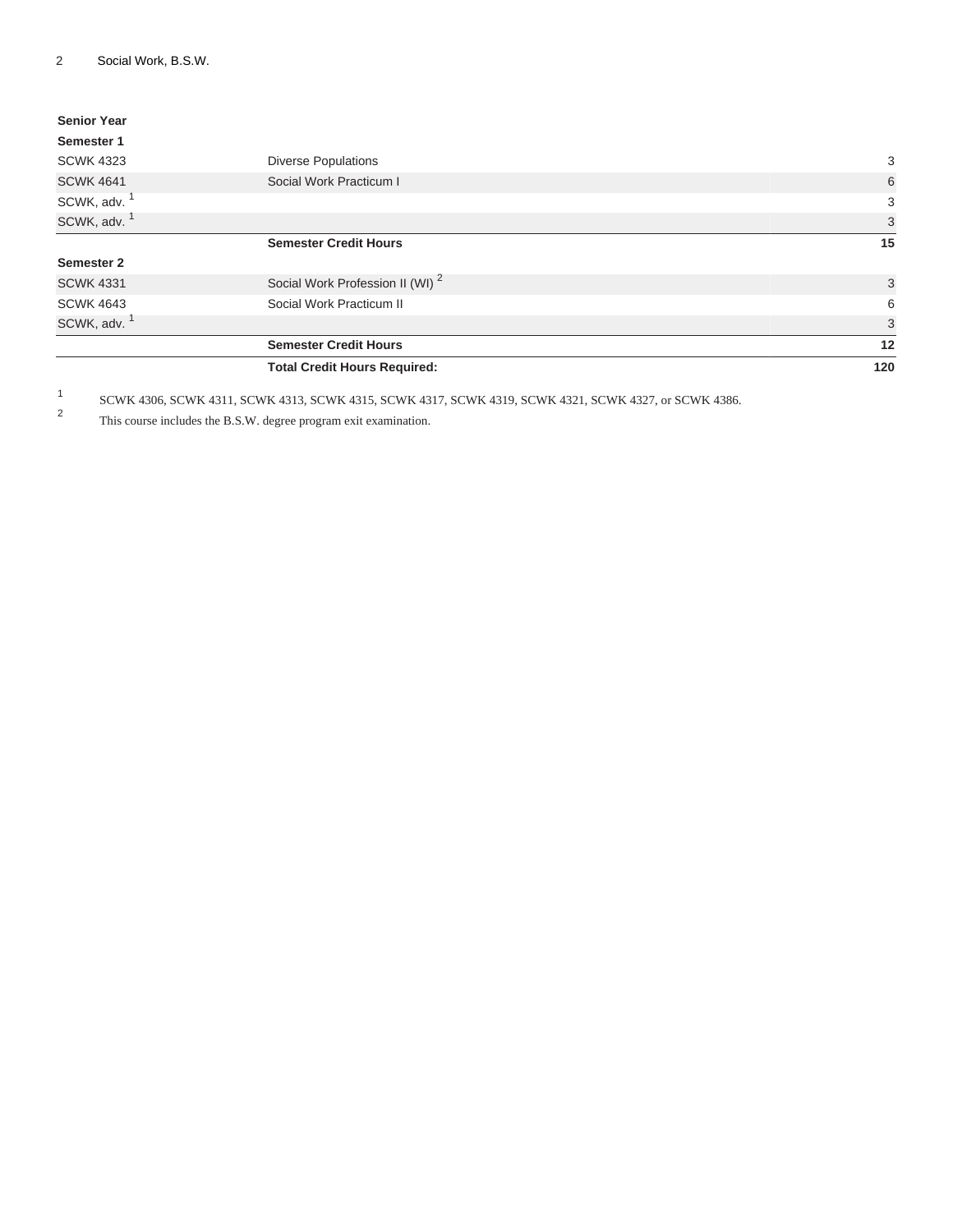| | | |
|---|---|---|
| **Senior Year** | | |
| **Semester 1** | | |
| SCWK 4323 | Diverse Populations | 3 |
| SCWK 4641 | Social Work Practicum I | 6 |
| SCWK, adv. [1] | | 3 |
| SCWK, adv. [1] | | 3 |
| | **Semester Credit Hours** | **15** |
| **Semester 2** | | |
| SCWK 4331 | Social Work Profession II (WI) [2] | 3 |
| SCWK 4643 | Social Work Practicum II | 6 |
| SCWK, adv. [1] | | 3 |
| | **Semester Credit Hours** | **12** |
| | **Total Credit Hours Required:** | **120** |

[1] SCWK 4306, SCWK 4311, SCWK 4313, SCWK 4315, SCWK 4317, SCWK 4319, SCWK 4321, SCWK 4327, or SCWK 4386.

[2] This course includes the B.S.W. degree program exit examination.